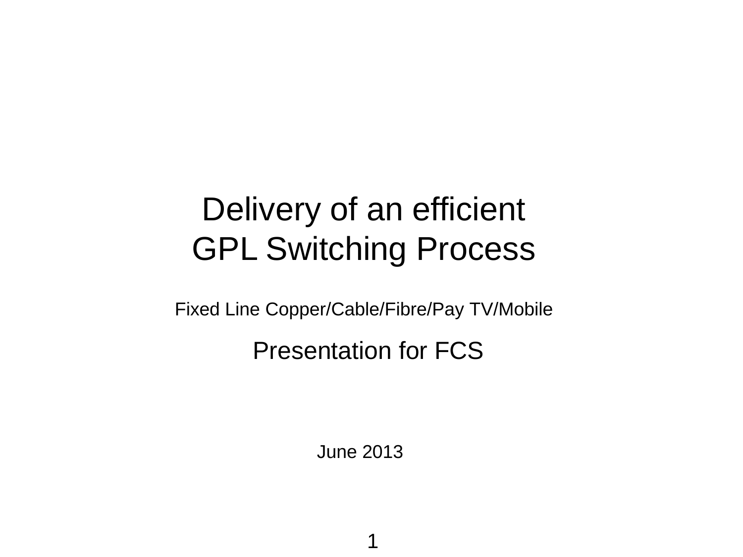# Delivery of an efficient GPL Switching Process

Fixed Line Copper/Cable/Fibre/Pay TV/Mobile

## Presentation for FCS

June 2013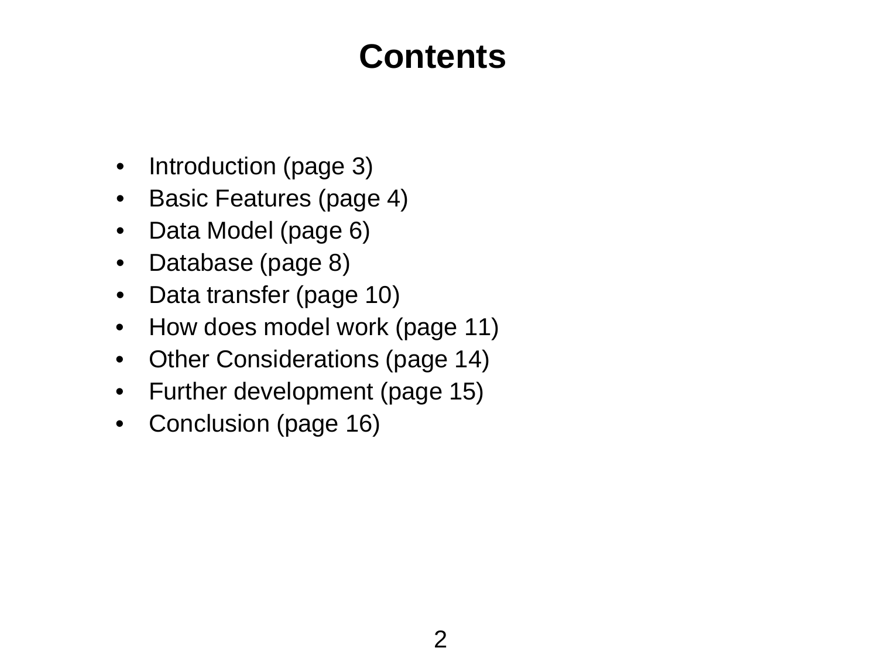# Contents

- Introduction (page 3)
- Basic Features (page 4)
- Data Model (page 6)
- Database (page 8)
- Data transfer (page 10)
- How does model work (page 11)
- Other Considerations (page 14)
- Further development (page 15)
- Conclusion (page 16)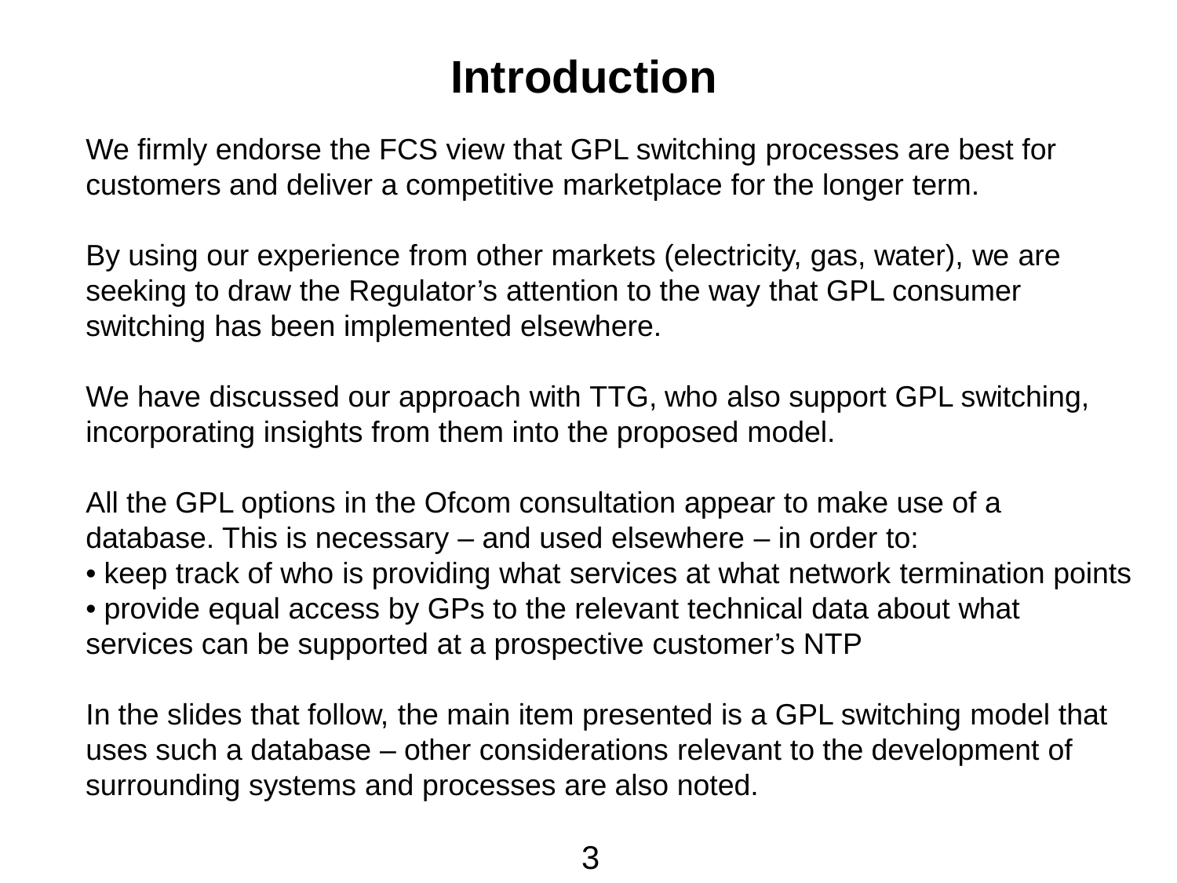# Introduction

We firmly endorse the FCS view that GPL switching processes are best for customers and deliver a competitive marketplace for the longer term.

By using our experience from other markets (electricity, gas, water), we are seeking to draw the Regulator's attention to the way that GPL consumer switching has been implemented elsewhere.

We have discussed our approach with TTG, who also support GPL switching, incorporating insights from them into the proposed model.

All the GPL options in the Ofcom consultation appear to make use of a database. This is necessary – and used elsewhere – in order to:

- keep track of who is providing what services at what network termination points
- provide equal access by GPs to the relevant technical data about what services can be supported at a prospective customer's NTP

In the slides that follow, the main item presented is a GPL switching model that uses such a database – other considerations relevant to the development of surrounding systems and processes are also noted.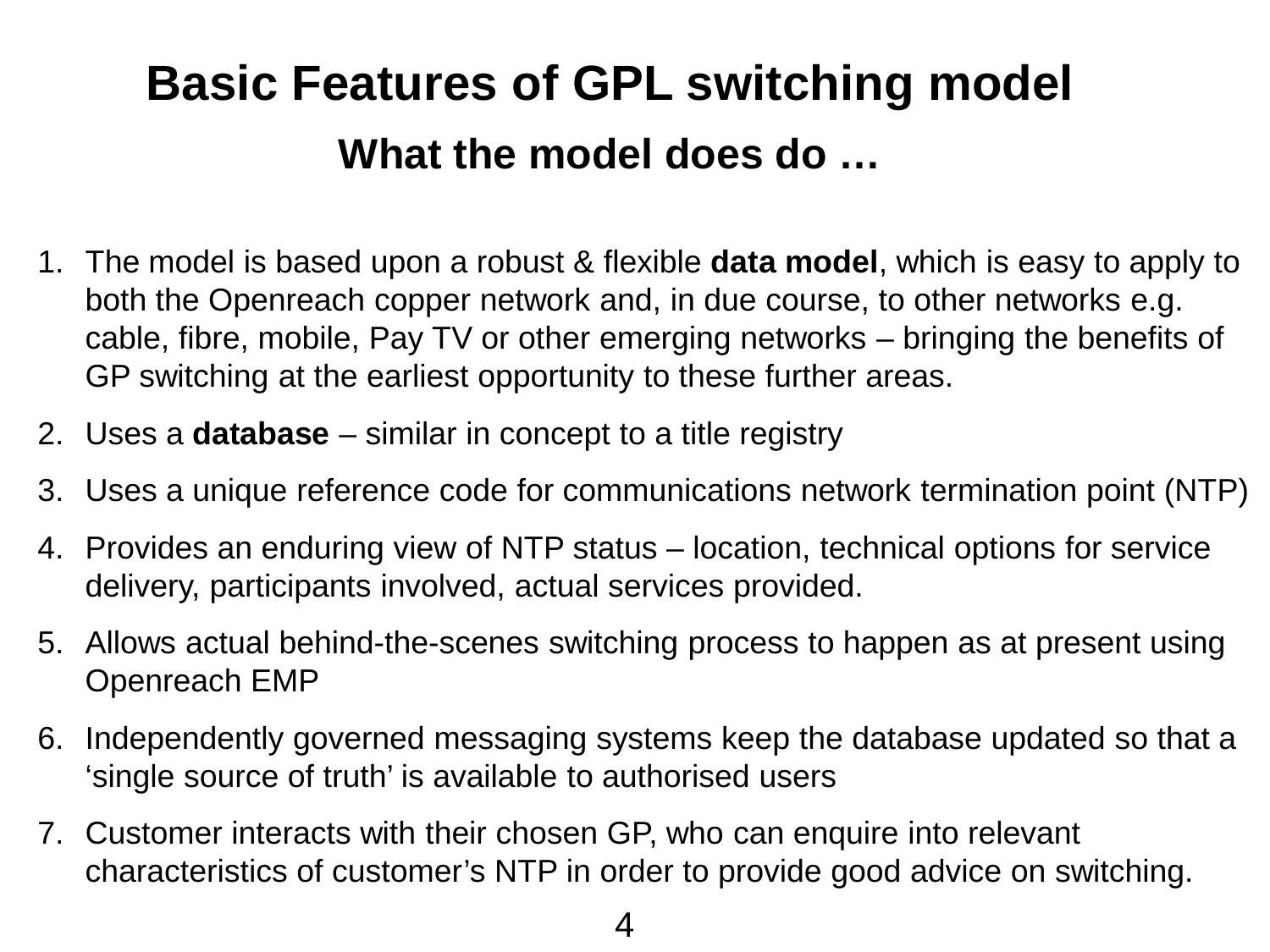# Basic Features of GPL switching model

## What the model does do …

1. The model is based upon a robust & flexible **data model**, which is easy to apply to both the Openreach copper network and, in due course, to other networks e.g. cable, fibre, mobile, Pay TV or other emerging networks – bringing the benefits of GP switching at the earliest opportunity to these further areas.
2. Uses a **database** – similar in concept to a title registry
3. Uses a unique reference code for communications network termination point (NTP)
4. Provides an enduring view of NTP status – location, technical options for service delivery, participants involved, actual services provided.
5. Allows actual behind-the-scenes switching process to happen as at present using Openreach EMP
6. Independently governed messaging systems keep the database updated so that a 'single source of truth' is available to authorised users
7. Customer interacts with their chosen GP, who can enquire into relevant characteristics of customer's NTP in order to provide good advice on switching.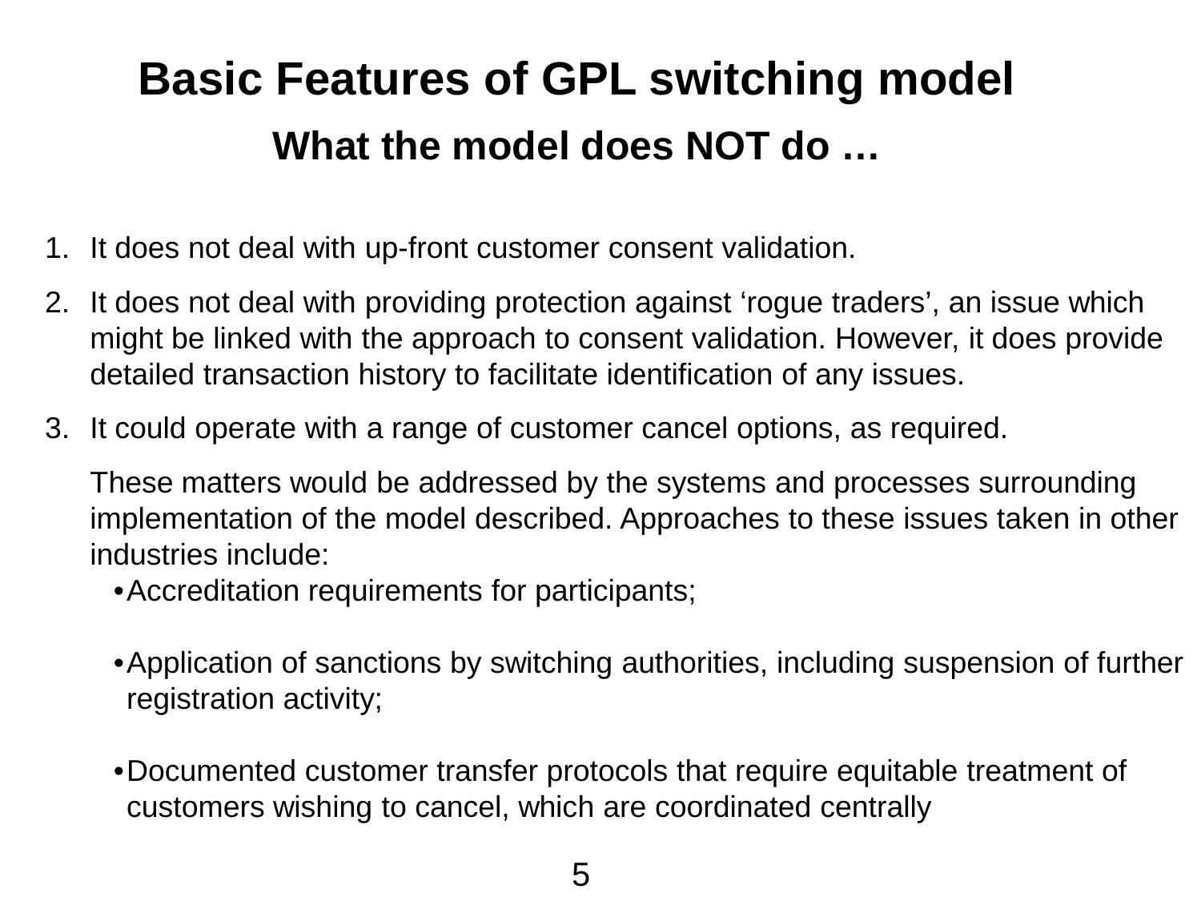# Basic Features of GPL switching model

## What the model does NOT do …

1. It does not deal with up-front customer consent validation.
2. It does not deal with providing protection against ‘rogue traders’, an issue which might be linked with the approach to consent validation. However, it does provide detailed transaction history to facilitate identification of any issues.
3. It could operate with a range of customer cancel options, as required.

   These matters would be addressed by the systems and processes surrounding implementation of the model described. Approaches to these issues taken in other industries include:

   - Accreditation requirements for participants;
   - Application of sanctions by switching authorities, including suspension of further registration activity;
   - Documented customer transfer protocols that require equitable treatment of customers wishing to cancel, which are coordinated centrally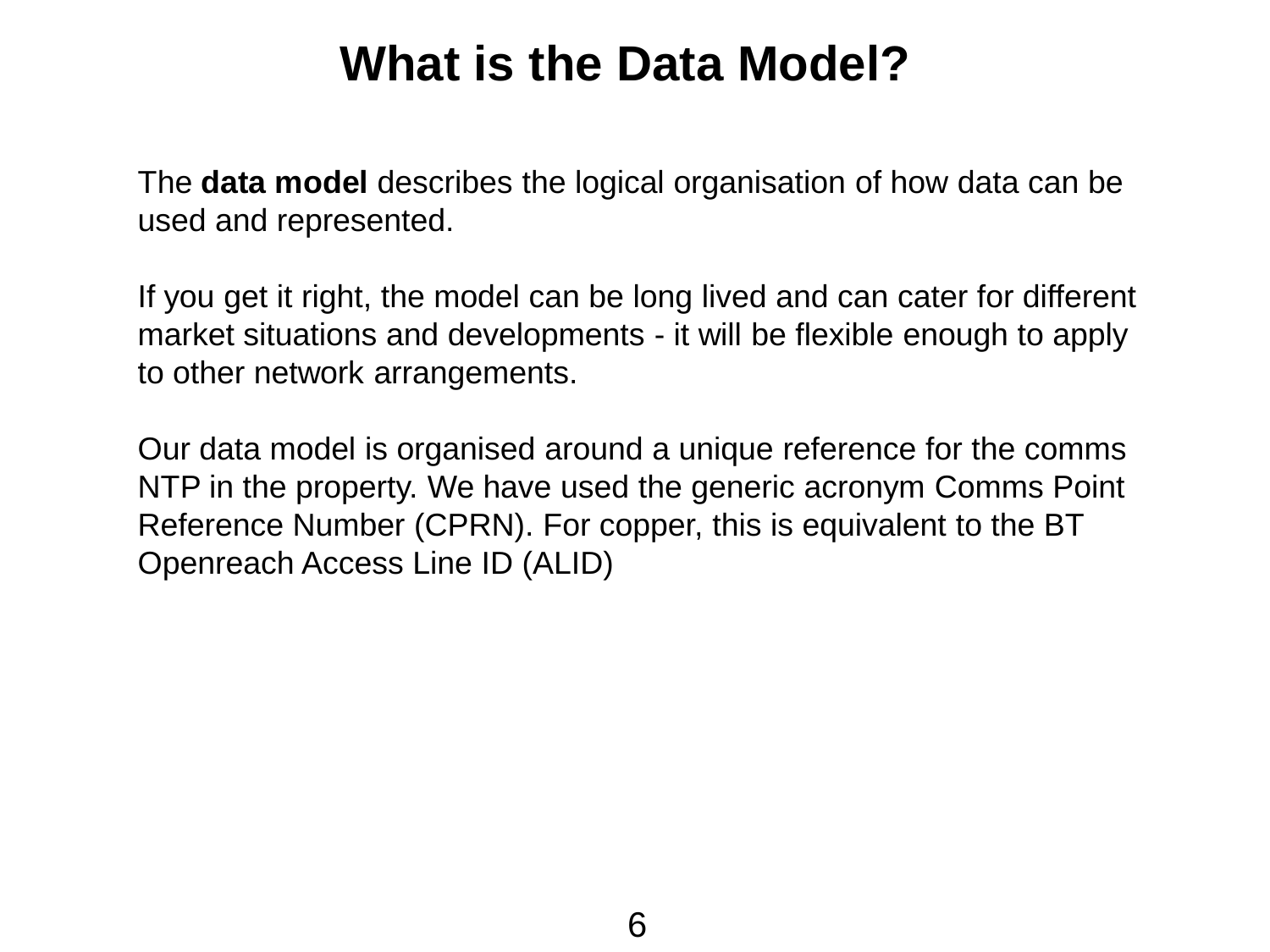# What is the Data Model?

The **data model** describes the logical organisation of how data can be used and represented.

If you get it right, the model can be long lived and can cater for different market situations and developments - it will be flexible enough to apply to other network arrangements.

Our data model is organised around a unique reference for the comms NTP in the property. We have used the generic acronym Comms Point Reference Number (CPRN). For copper, this is equivalent to the BT Openreach Access Line ID (ALID)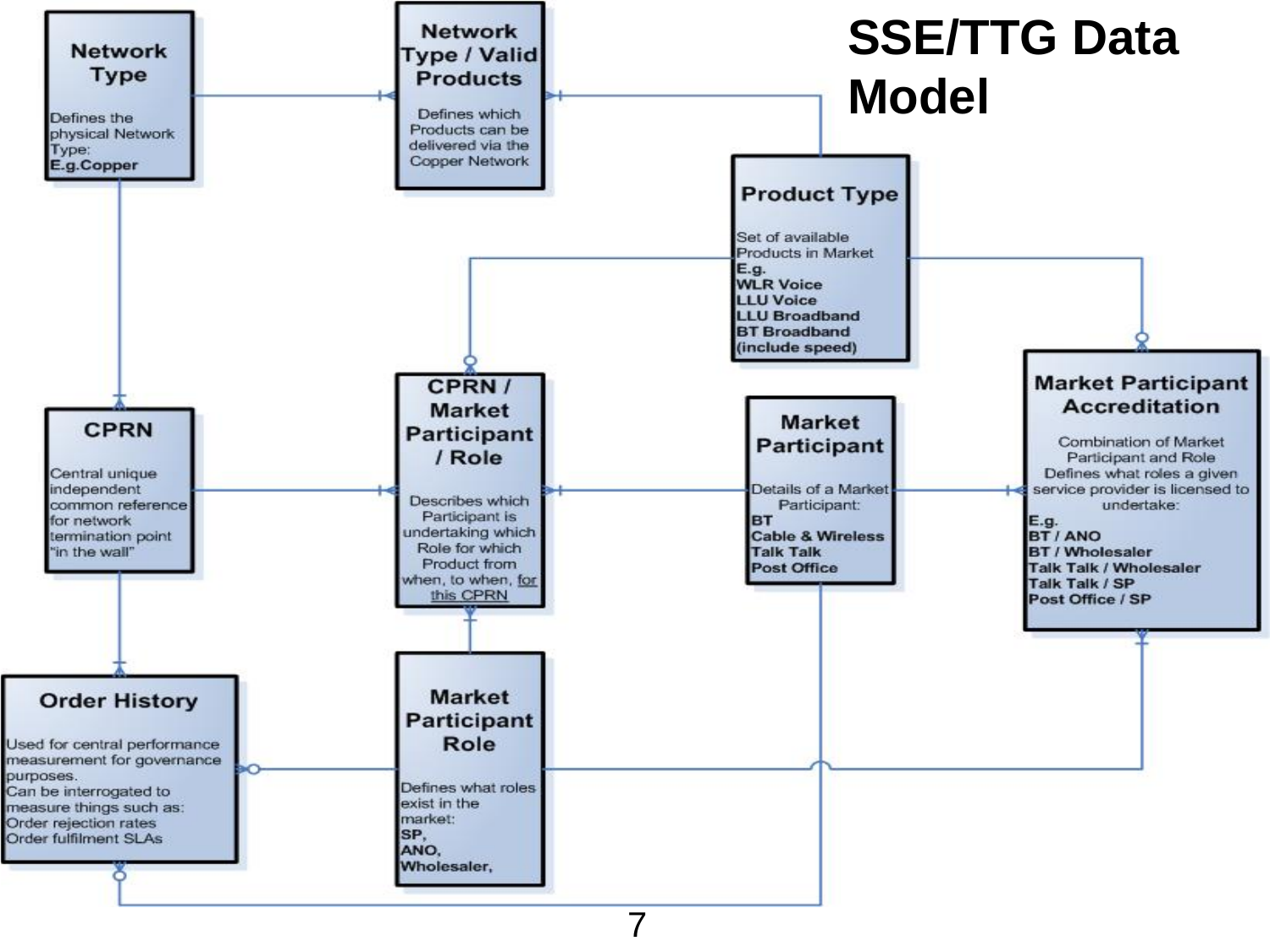# SSE/TTG Data Model

**Network Type**

Defines the physical Network Type:
**E.g.Copper**

**Network Type / Valid Products**

Defines which Products can be delivered via the Copper Network

**Product Type**

Set of available Products in Market
**E.g.**
**WLR Voice**
**LLU Voice**
**LLU Broadband**
**BT Broadband (include speed)**

**CPRN**

Central unique independent common reference for network termination point "in the wall"

**CPRN / Market Participant / Role**

Describes which Participant is undertaking which Role for which Product from when, to when, for this CPRN

**Market Participant**

Details of a Market Participant:
**BT**
**Cable & Wireless**
**Talk Talk**
**Post Office**

**Market Participant Accreditation**

Combination of Market Participant and Role Defines what roles a given service provider is licensed to undertake:
**E.g.**
**BT / ANO**
**BT / Wholesaler**
**Talk Talk / Wholesaler**
**Talk Talk / SP**
**Post Office / SP**

**Order History**

Used for central performance measurement for governance purposes.
Can be interrogated to measure things such as:
Order rejection rates
Order fulfilment SLAs

**Market Participant Role**

Defines what roles exist in the market:
**SP,**
**ANO,**
**Wholesaler,**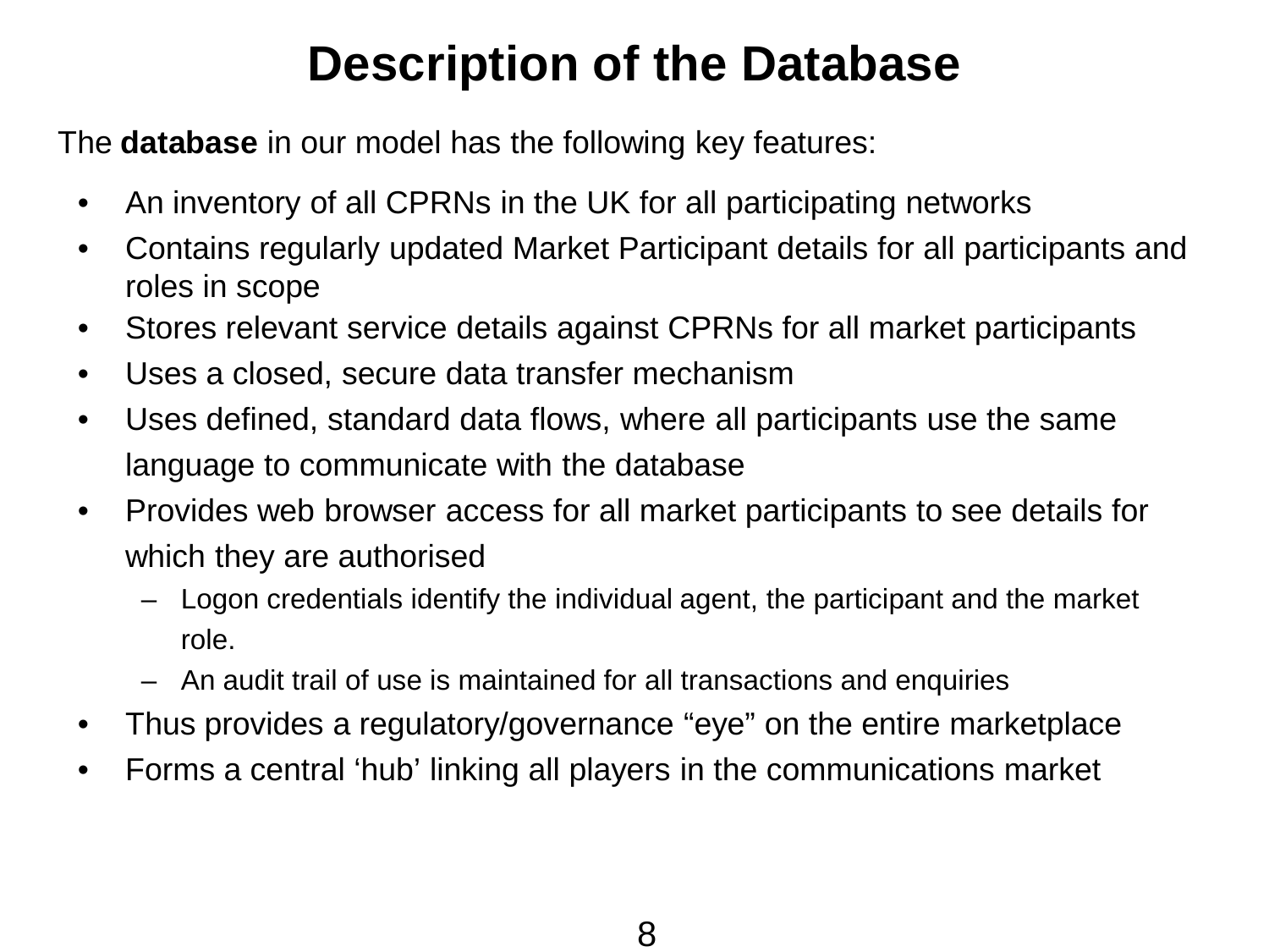# Description of the Database

The **database** in our model has the following key features:

- An inventory of all CPRNs in the UK for all participating networks
- Contains regularly updated Market Participant details for all participants and roles in scope
- Stores relevant service details against CPRNs for all market participants
- Uses a closed, secure data transfer mechanism
- Uses defined, standard data flows, where all participants use the same language to communicate with the database
- Provides web browser access for all market participants to see details for which they are authorised
  - Logon credentials identify the individual agent, the participant and the market role.
  - An audit trail of use is maintained for all transactions and enquiries
- Thus provides a regulatory/governance “eye” on the entire marketplace
- Forms a central ‘hub’ linking all players in the communications market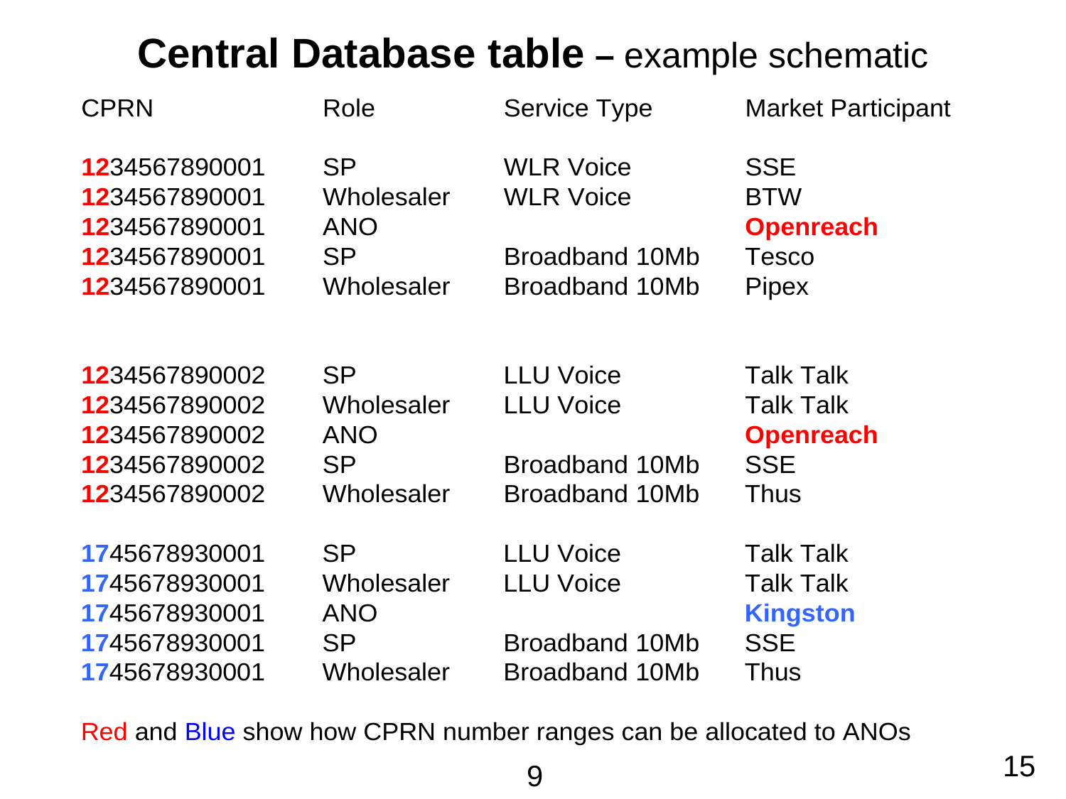# **Central Database table** – example schematic

| CPRN | Role | Service Type | Market Participant |
| --- | --- | --- | --- |
| 1234567890001 | SP | WLR Voice | SSE |
| 1234567890001 | Wholesaler | WLR Voice | BTW |
| 1234567890001 | ANO | | **Openreach** |
| 1234567890001 | SP | Broadband 10Mb | Tesco |
| 1234567890001 | Wholesaler | Broadband 10Mb | Pipex |
| 1234567890002 | SP | LLU Voice | Talk Talk |
| 1234567890002 | Wholesaler | LLU Voice | Talk Talk |
| 1234567890002 | ANO | | **Openreach** |
| 1234567890002 | SP | Broadband 10Mb | SSE |
| 1234567890002 | Wholesaler | Broadband 10Mb | Thus |
| 1745678930001 | SP | LLU Voice | Talk Talk |
| 1745678930001 | Wholesaler | LLU Voice | Talk Talk |
| 1745678930001 | ANO | | **Kingston** |
| 1745678930001 | SP | Broadband 10Mb | SSE |
| 1745678930001 | Wholesaler | Broadband 10Mb | Thus |

Red and Blue show how CPRN number ranges can be allocated to ANOs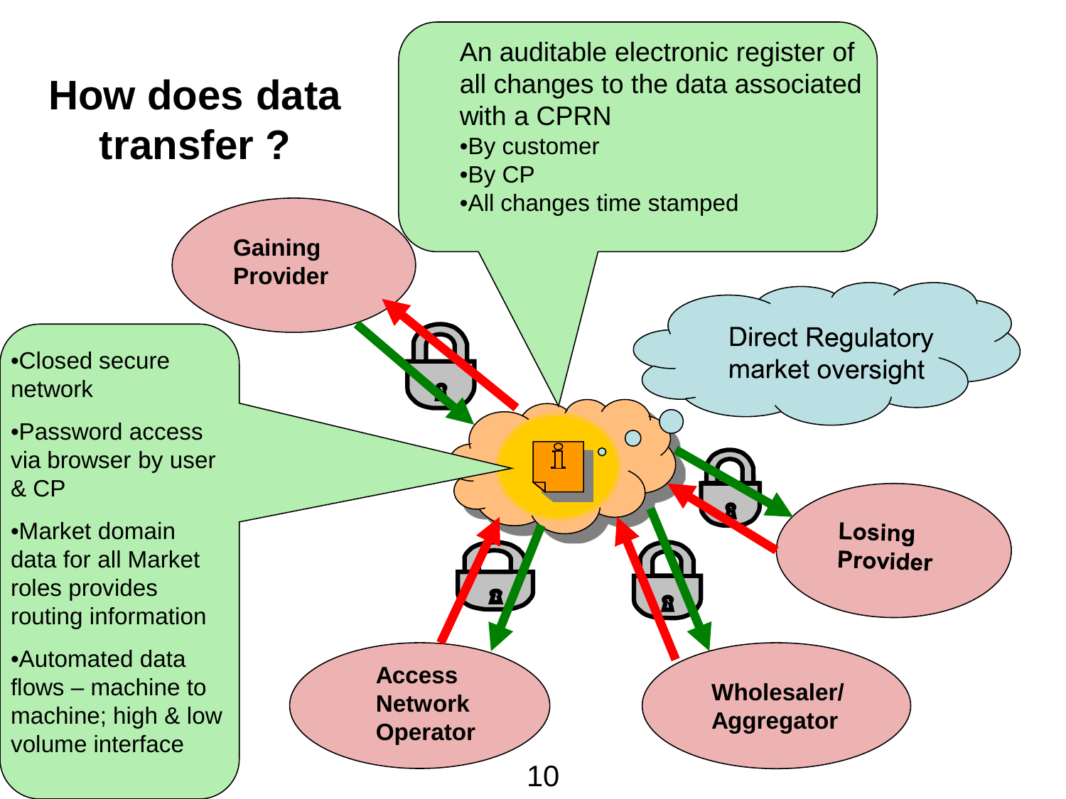# How does data transfer ?

An auditable electronic register of all changes to the data associated with a CPRN

- By customer
- By CP
- All changes time stamped

- Closed secure network
- Password access via browser by user & CP
- Market domain data for all Market roles provides routing information
- Automated data flows – machine to machine; high & low volume interface

Direct Regulatory market oversight

Gaining Provider

Losing Provider

Access Network Operator

Wholesaler/ Aggregator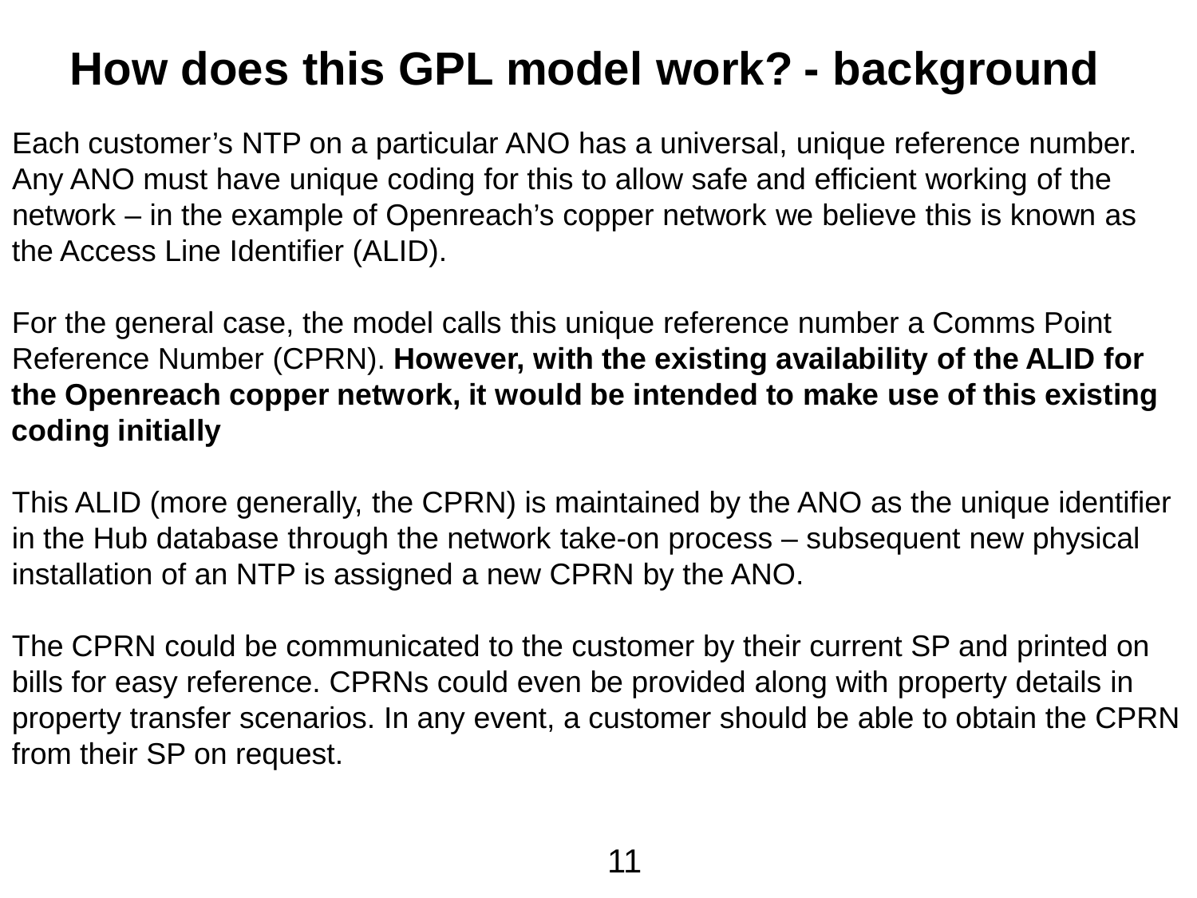# How does this GPL model work? - background

Each customer's NTP on a particular ANO has a universal, unique reference number. Any ANO must have unique coding for this to allow safe and efficient working of the network – in the example of Openreach's copper network we believe this is known as the Access Line Identifier (ALID).

For the general case, the model calls this unique reference number a Comms Point Reference Number (CPRN). **However, with the existing availability of the ALID for the Openreach copper network, it would be intended to make use of this existing coding initially**

This ALID (more generally, the CPRN) is maintained by the ANO as the unique identifier in the Hub database through the network take-on process – subsequent new physical installation of an NTP is assigned a new CPRN by the ANO.

The CPRN could be communicated to the customer by their current SP and printed on bills for easy reference. CPRNs could even be provided along with property details in property transfer scenarios. In any event, a customer should be able to obtain the CPRN from their SP on request.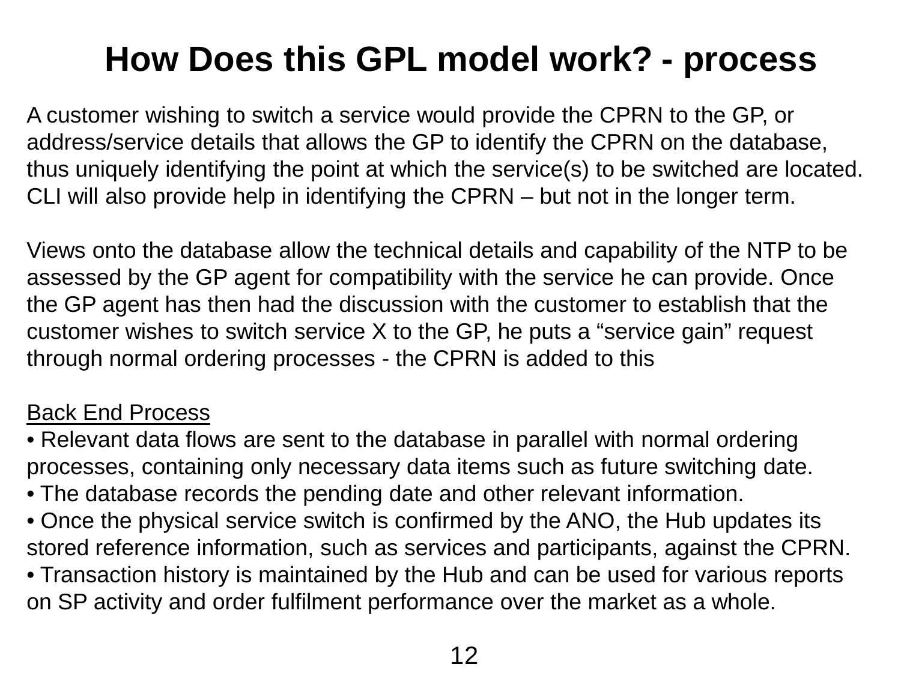# How Does this GPL model work? - process

A customer wishing to switch a service would provide the CPRN to the GP, or address/service details that allows the GP to identify the CPRN on the database, thus uniquely identifying the point at which the service(s) to be switched are located. CLI will also provide help in identifying the CPRN – but not in the longer term.

Views onto the database allow the technical details and capability of the NTP to be assessed by the GP agent for compatibility with the service he can provide. Once the GP agent has then had the discussion with the customer to establish that the customer wishes to switch service X to the GP, he puts a "service gain" request through normal ordering processes - the CPRN is added to this

<u>Back End Process</u>

- Relevant data flows are sent to the database in parallel with normal ordering processes, containing only necessary data items such as future switching date.
- The database records the pending date and other relevant information.
- Once the physical service switch is confirmed by the ANO, the Hub updates its stored reference information, such as services and participants, against the CPRN.
- Transaction history is maintained by the Hub and can be used for various reports on SP activity and order fulfilment performance over the market as a whole.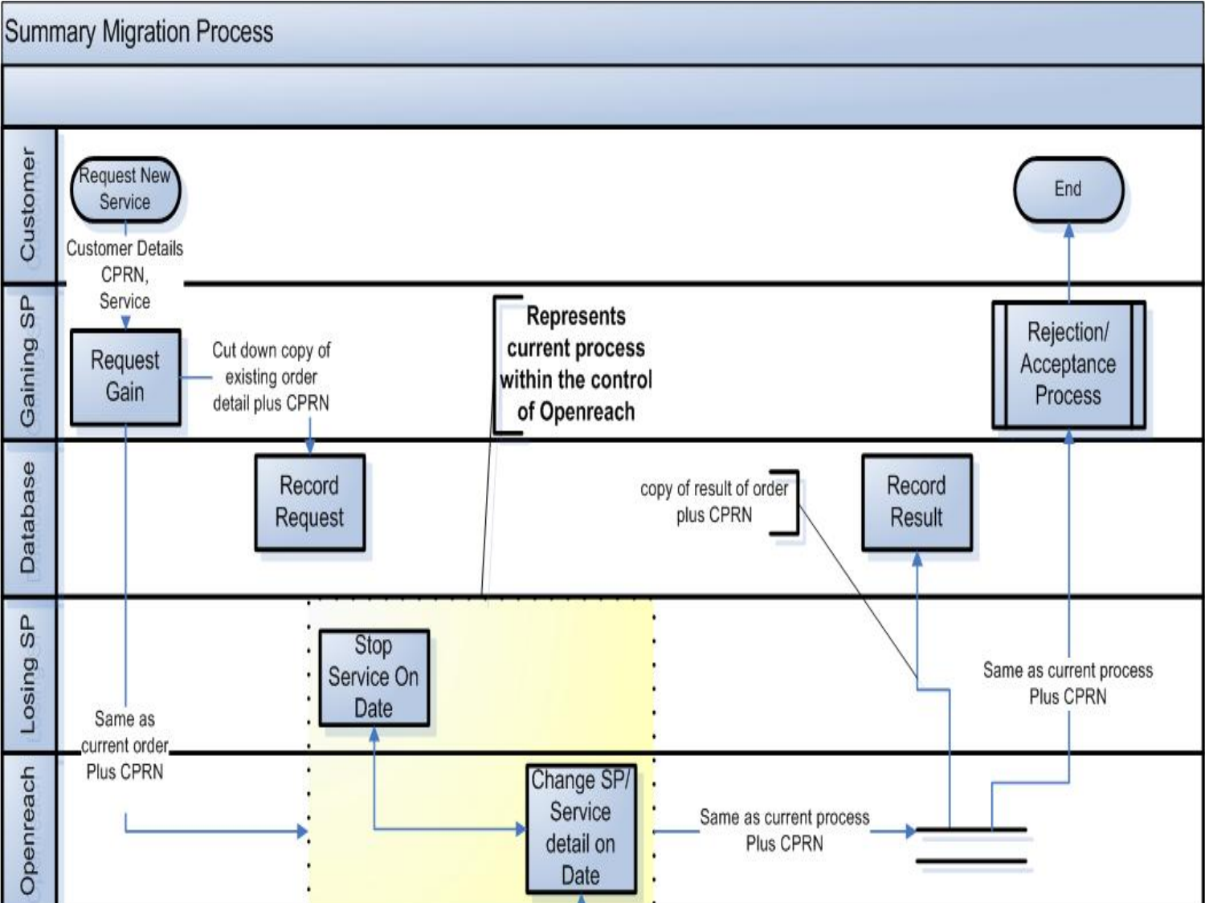# Summary Migration Process

**Customer**

- Request New Service
- End

**Gaining SP**

- Request Gain
- Rejection/ Acceptance Process

**Database**

- Record Request
- Record Result

**Losing SP**

- Stop Service On Date

**Openreach**

- Change SP/ Service detail on Date

Customer Details CPRN, Service

Cut down copy of existing order detail plus CPRN

**Represents current process within the control of Openreach**

copy of result of order plus CPRN

Same as current order Plus CPRN

Same as current process Plus CPRN

Same as current process Plus CPRN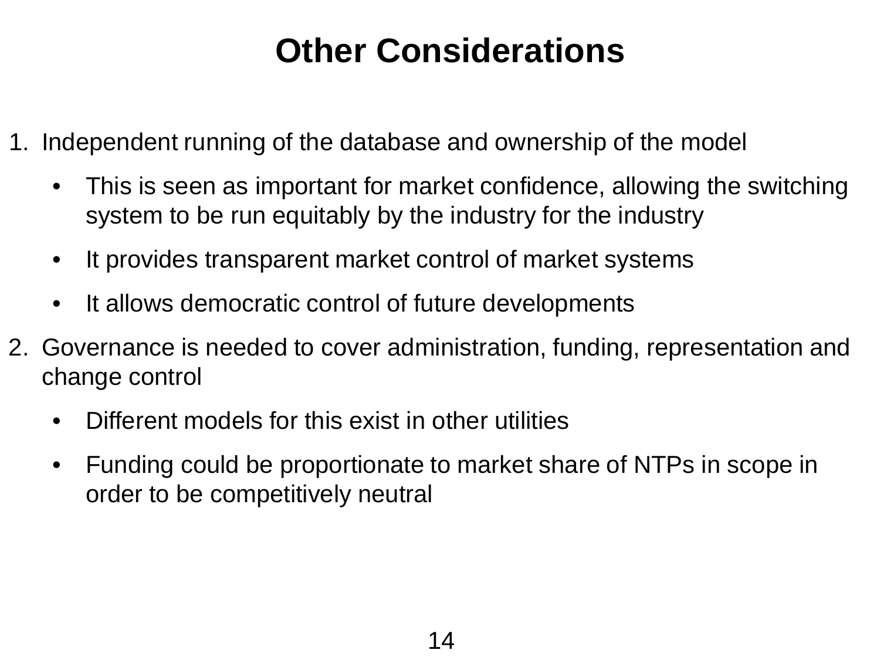# Other Considerations

1. Independent running of the database and ownership of the model
   - This is seen as important for market confidence, allowing the switching system to be run equitably by the industry for the industry
   - It provides transparent market control of market systems
   - It allows democratic control of future developments
2. Governance is needed to cover administration, funding, representation and change control
   - Different models for this exist in other utilities
   - Funding could be proportionate to market share of NTPs in scope in order to be competitively neutral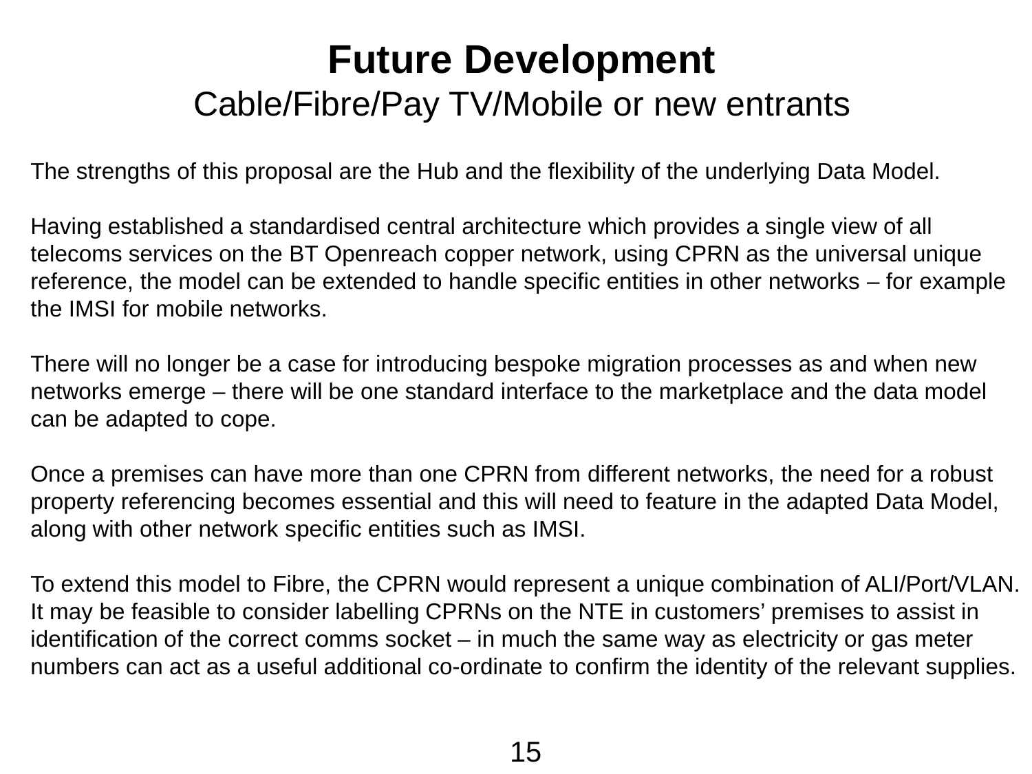# Future Development

## Cable/Fibre/Pay TV/Mobile or new entrants

The strengths of this proposal are the Hub and the flexibility of the underlying Data Model.

Having established a standardised central architecture which provides a single view of all telecoms services on the BT Openreach copper network, using CPRN as the universal unique reference, the model can be extended to handle specific entities in other networks – for example the IMSI for mobile networks.

There will no longer be a case for introducing bespoke migration processes as and when new networks emerge – there will be one standard interface to the marketplace and the data model can be adapted to cope.

Once a premises can have more than one CPRN from different networks, the need for a robust property referencing becomes essential and this will need to feature in the adapted Data Model, along with other network specific entities such as IMSI.

To extend this model to Fibre, the CPRN would represent a unique combination of ALI/Port/VLAN. It may be feasible to consider labelling CPRNs on the NTE in customers' premises to assist in identification of the correct comms socket – in much the same way as electricity or gas meter numbers can act as a useful additional co-ordinate to confirm the identity of the relevant supplies.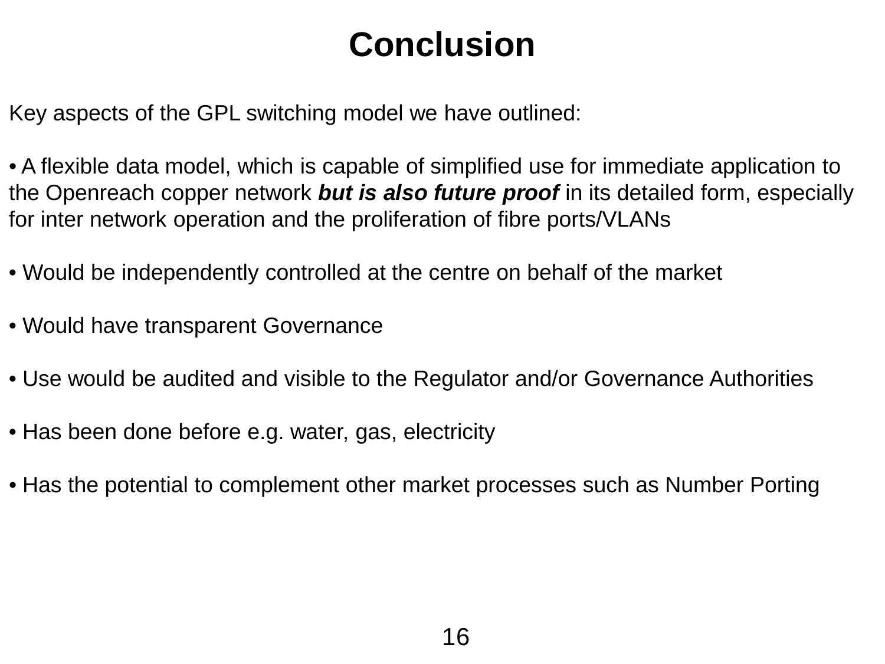# Conclusion

Key aspects of the GPL switching model we have outlined:

- A flexible data model, which is capable of simplified use for immediate application to the Openreach copper network ***but is also future proof*** in its detailed form, especially for inter network operation and the proliferation of fibre ports/VLANs

- Would be independently controlled at the centre on behalf of the market

- Would have transparent Governance

- Use would be audited and visible to the Regulator and/or Governance Authorities

- Has been done before e.g. water, gas, electricity

- Has the potential to complement other market processes such as Number Porting